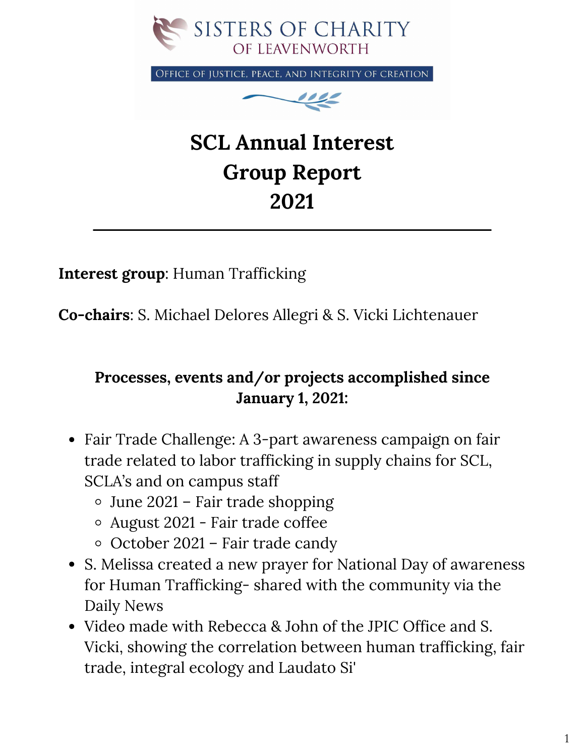SISTERS OF CHARITY OF LEAVENWORTH

OFFICE OF JUSTICE, PEACE, AND INTEGRITY OF CREATION

# SCL Annual Interest Group Report 2021

---

**Interest group**: Human Trafficking

**Co-chairs**: S. Michael Delores Allegri & S. Vicki Lichtenauer

### Processes, events and/or projects accomplished since January 1, 2021:

- Fair Trade Challenge: A 3-part awareness campaign on fair trade related to labor trafficking in supply chains for SCL, SCLA's and on campus staff
  - June 2021 – Fair trade shopping
  - August 2021 - Fair trade coffee
  - October 2021 – Fair trade candy
- S. Melissa created a new prayer for National Day of awareness for Human Trafficking- shared with the community via the Daily News
- Video made with Rebecca & John of the JPIC Office and S. Vicki, showing the correlation between human trafficking, fair trade, integral ecology and Laudato Si'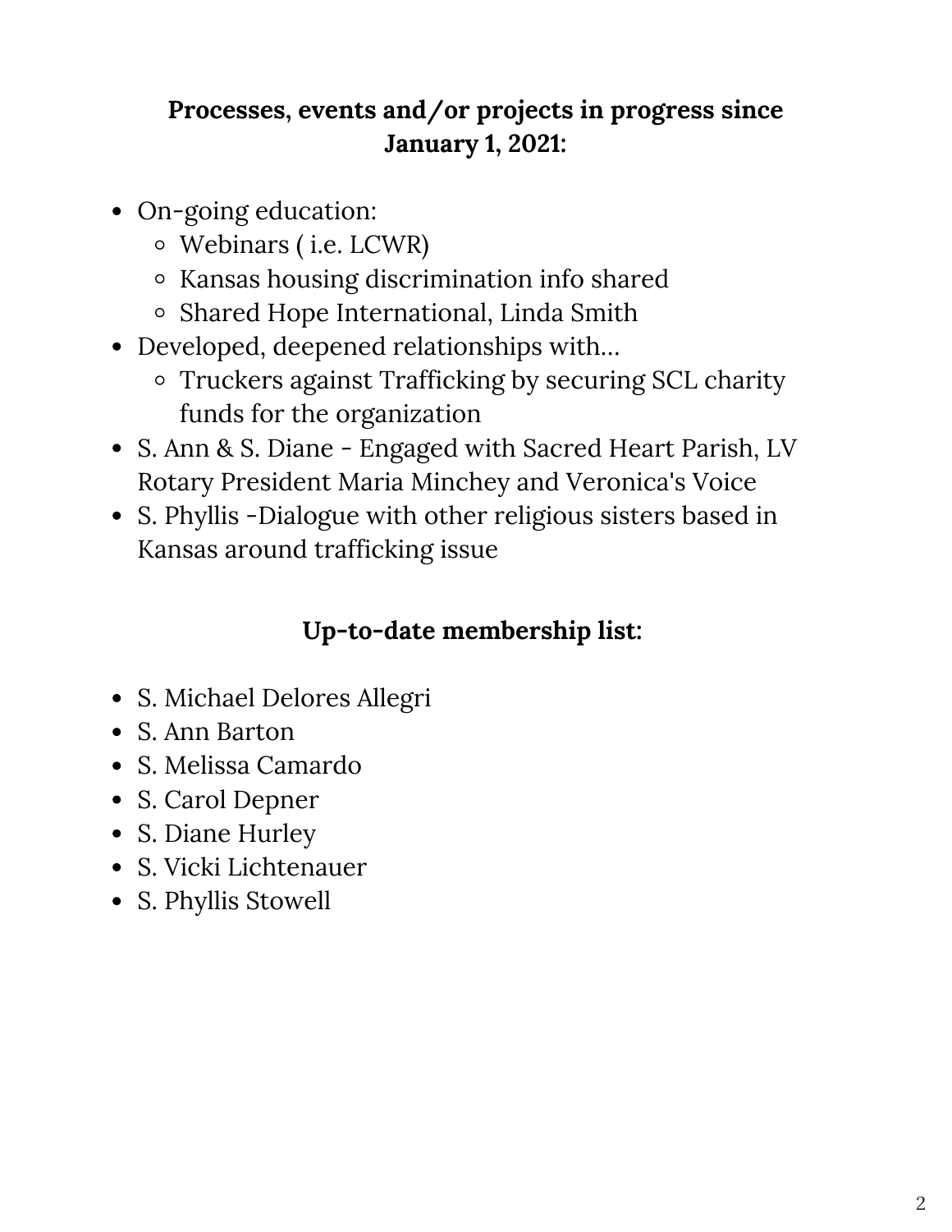## Processes, events and/or projects in progress since January 1, 2021:

- On-going education:
  - Webinars ( i.e. LCWR)
  - Kansas housing discrimination info shared
  - Shared Hope International, Linda Smith
- Developed, deepened relationships with...
  - Truckers against Trafficking by securing SCL charity funds for the organization
- S. Ann & S. Diane - Engaged with Sacred Heart Parish, LV Rotary President Maria Minchey and Veronica's Voice
- S. Phyllis -Dialogue with other religious sisters based in Kansas around trafficking issue

## Up-to-date membership list:

- S. Michael Delores Allegri
- S. Ann Barton
- S. Melissa Camardo
- S. Carol Depner
- S. Diane Hurley
- S. Vicki Lichtenauer
- S. Phyllis Stowell